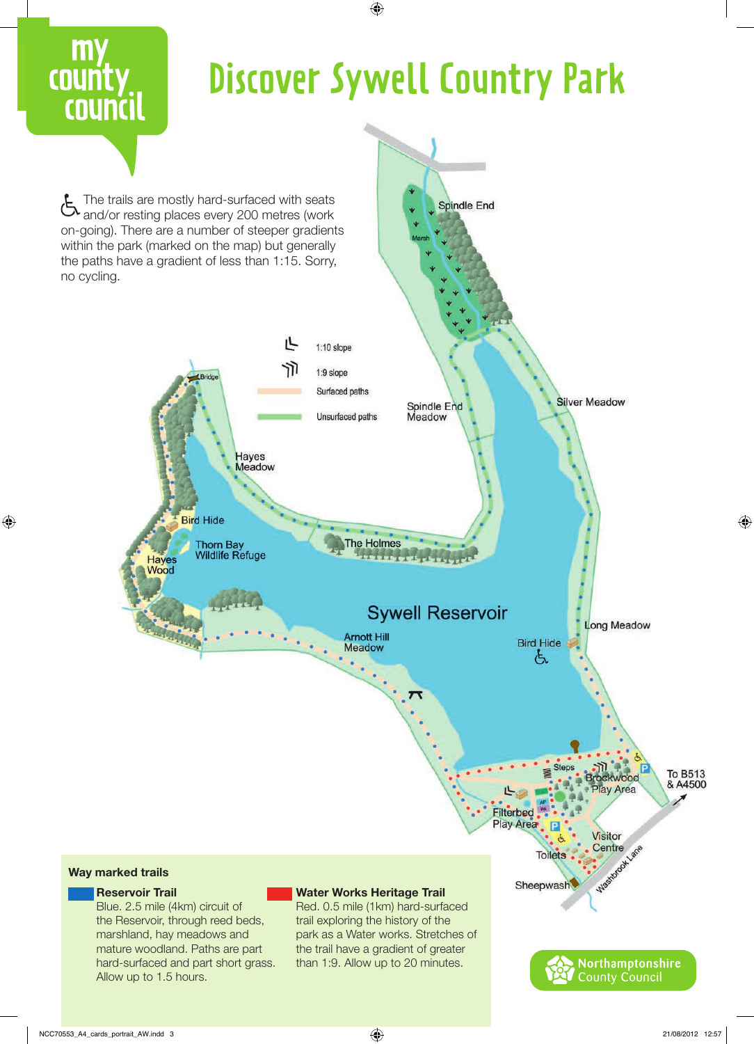my county council

# Discover Sywell Country Park

The trails are mostly hard-surfaced with seats and/or resting places every 200 metres (work on-going). There are a number of steeper gradients within the park (marked on the map) but generally the paths have a gradient of less than 1:15. Sorry, no cycling.

1:10 slope

1:9 slope

Surfaced paths

Unsurfaced paths

Spindle End

Marsh

Spindle End Meadow

Silver Meadow

Bridge

Hayes Meadow

Bird Hide

Thorn Bay Wildlife Refuge

Hayes Wood

The Holmes

Sywell Reservoir

Arnott Hill Meadow

Bird Hide

Long Meadow

Steps

Brockwood Play Area

To B513 & A4500

Filterbed Play Area

Visitor Centre

Toilets

Sheepwash

Washbrook Lane

## Way marked trails

**Reservoir Trail**
Blue. 2.5 mile (4km) circuit of the Reservoir, through reed beds, marshland, hay meadows and mature woodland. Paths are part hard-surfaced and part short grass. Allow up to 1.5 hours.

**Water Works Heritage Trail**
Red. 0.5 mile (1km) hard-surfaced trail exploring the history of the park as a Water works. Stretches of the trail have a gradient of greater than 1:9. Allow up to 20 minutes.

Northamptonshire County Council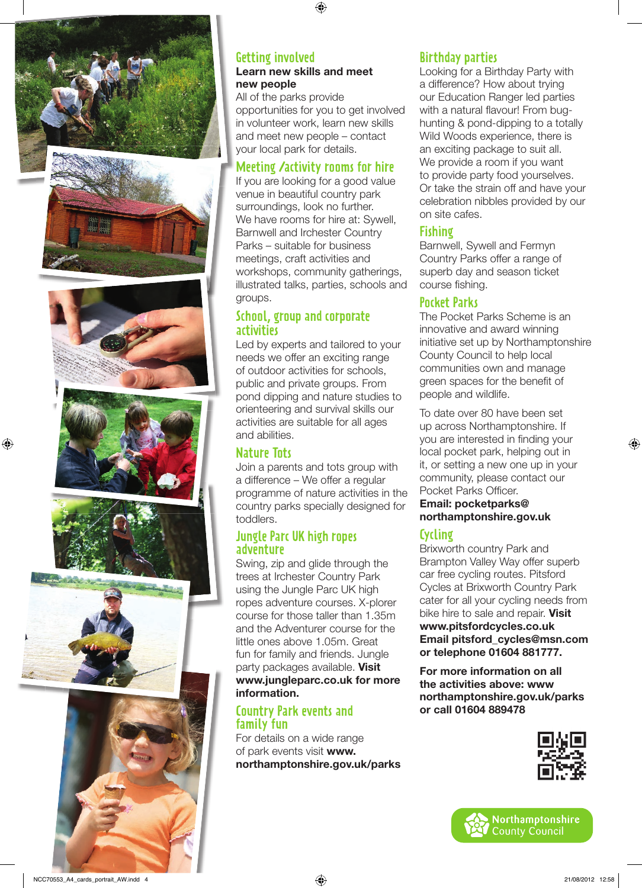## Getting involved

**Learn new skills and meet new people**

All of the parks provide opportunities for you to get involved in volunteer work, learn new skills and meet new people – contact your local park for details.

## Meeting /activity rooms for hire

If you are looking for a good value venue in beautiful country park surroundings, look no further. We have rooms for hire at: Sywell, Barnwell and Irchester Country Parks – suitable for business meetings, craft activities and workshops, community gatherings, illustrated talks, parties, schools and groups.

## School, group and corporate activities

Led by experts and tailored to your needs we offer an exciting range of outdoor activities for schools, public and private groups. From pond dipping and nature studies to orienteering and survival skills our activities are suitable for all ages and abilities.

## Nature Tots

Join a parents and tots group with a difference – We offer a regular programme of nature activities in the country parks specially designed for toddlers.

## Jungle Parc UK high ropes adventure

Swing, zip and glide through the trees at Irchester Country Park using the Jungle Parc UK high ropes adventure courses. X-plorer course for those taller than 1.35m and the Adventurer course for the little ones above 1.05m. Great fun for family and friends. Jungle party packages available. **Visit www.jungleparc.co.uk for more information.**

## Country Park events and family fun

For details on a wide range of park events visit **www. northamptonshire.gov.uk/parks**

## Birthday parties

Looking for a Birthday Party with a difference? How about trying our Education Ranger led parties with a natural flavour! From bug-hunting & pond-dipping to a totally Wild Woods experience, there is an exciting package to suit all. We provide a room if you want to provide party food yourselves. Or take the strain off and have your celebration nibbles provided by our on site cafes.

## Fishing

Barnwell, Sywell and Fermyn Country Parks offer a range of superb day and season ticket course fishing.

## Pocket Parks

The Pocket Parks Scheme is an innovative and award winning initiative set up by Northamptonshire County Council to help local communities own and manage green spaces for the benefit of people and wildlife.

To date over 80 have been set up across Northamptonshire. If you are interested in finding your local pocket park, helping out in it, or setting a new one up in your community, please contact our Pocket Parks Officer.

**Email: pocketparks@ northamptonshire.gov.uk**

## Cycling

Brixworth country Park and Brampton Valley Way offer superb car free cycling routes. Pitsford Cycles at Brixworth Country Park cater for all your cycling needs from bike hire to sale and repair. **Visit www.pitsfordcycles.co.uk Email pitsford_cycles@msn.com or telephone 01604 881777.**

**For more information on all the activities above: www northamptonshire.gov.uk/parks or call 01604 889478**

Northamptonshire County Council